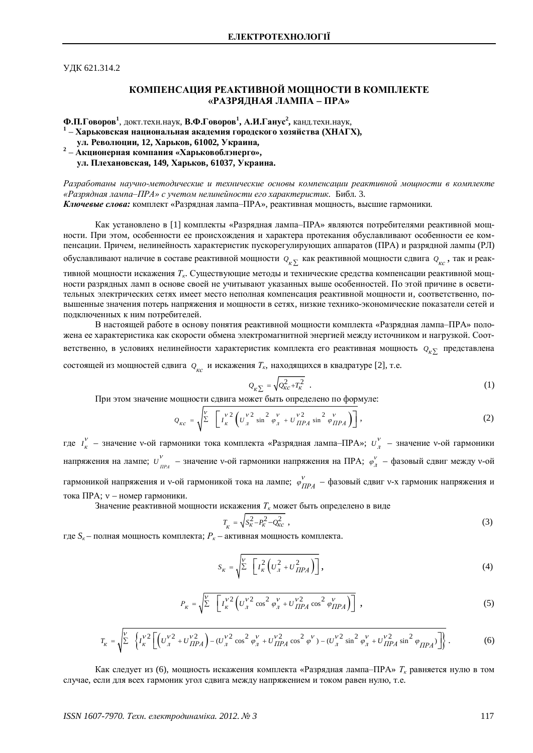УДК 621.314.2

# КОМПЕНСАЦИЯ РЕАКТИВНОЙ МОЩНОСТИ В КОМПЛЕКТЕ «РАЗРЯДНАЯ ЛАМПА – ПРА»

**Ф.П.Говоров**[1], докт.техн.наук, **В.Ф.Говоров**[1], **А.И.Ганус**[2], канд.техн.наук,
[1] – **Харьковская национальная академия городского хозяйства (ХНАГХ), ул. Революции, 12, Харьков, 61002, Украина,**
[2] – **Акционерная компания «Харьковоблэнерго», ул. Плехановская, 149, Харьков, 61037, Украина.**

*Разработаны научно-методические и технические основы компенсации реактивной мощности в комплекте «Разрядная лампа–ПРА» с учетом нелинейности его характеристик.* Библ. 3.
***Ключевые слова:*** комплект «Разрядная лампа–ПРА», реактивная мощность, высшие гармоники.

Как установлено в [1] комплекты «Разрядная лампа–ПРА» являются потребителями реактивной мощности. При этом, особенности ее происхождения и характера протекания обуславливают особенности ее компенсации. Причем, нелинейность характеристик пускорегулирующих аппаратов (ПРА) и разрядной лампы (РЛ) обуславливают наличие в составе реактивной мощности $Q_{к\Sigma}$ как реактивной мощности сдвига $Q_{кс}$, так и реактивной мощности искажения $T_к$. Существующие методы и технические средства компенсации реактивной мощности разрядных ламп в основе своей не учитывают указанных выше особенностей. По этой причине в осветительных электрических сетях имеет место неполная компенсация реактивной мощности и, соответственно, повышенные значения потерь напряжения и мощности в сетях, низкие технико-экономические показатели сетей и подключенных к ним потребителей.

В настоящей работе в основу понятия реактивной мощности комплекта «Разрядная лампа–ПРА» положена ее характеристика как скорости обмена электромагнитной энергией между источником и нагрузкой. Соответственно, в условиях нелинейности характеристик комплекта его реактивная мощность $Q_{к\Sigma}$ представлена состоящей из мощностей сдвига $Q_{кс}$ и искажения $T_к$, находящихся в квадратуре [2], т.е.

$$Q_{к\Sigma} = \sqrt{Q_{кс}^2 + T_к^2} \quad . \tag{1}$$

При этом значение мощности сдвига может быть определено по формуле:

$$Q_{кс} = \sqrt{\sum^{\nu} \left[ I_к^{\nu\,2} \left( U_л^{\nu\,2} \sin^2 \varphi_л^{\nu} + U_{ПРА}^{\nu\,2} \sin^2 \varphi_{ПРА}^{\nu} \right) \right]}, \tag{2}$$

где $I_к^{\nu}$ – значение ν-ой гармоники тока комплекта «Разрядная лампа–ПРА»; $U_л^{\nu}$ – значение ν-ой гармоники напряжения на лампе; $U_{ПРА}^{\nu}$ – значение ν-ой гармоники напряжения на ПРА; $\varphi_л^{\nu}$ – фазовый сдвиг между ν-ой гармоникой напряжения и ν-ой гармоникой тока на лампе; $\varphi_{ПРА}^{\nu}$ – фазовый сдвиг ν-х гармоник напряжения и тока ПРА; ν – номер гармоники.

Значение реактивной мощности искажения $T_к$ может быть определено в виде

$$T_к = \sqrt{S_к^2 - P_к^2 - Q_{кс}^2}\ , \tag{3}$$

где $S_к$ – полная мощность комплекта; $P_к$ – активная мощность комплекта.

$$S_к = \sqrt{\sum^{\nu} \left[ I_к^2 \left( U_л^2 + U_{ПРА}^2 \right) \right]}, \tag{4}$$

$$P_к = \sqrt{\sum^{\nu} \left[ I_к^{\nu\,2} \left( U_л^{\nu\,2} \cos^2 \varphi_л^{\nu} + U_{ПРА}^{\nu\,2} \cos^2 \varphi_{ПРА}^{\nu} \right) \right]}\ , \tag{5}$$

$$T_к = \sqrt{\sum^{\nu} \left\{ I_к^{\nu\,2} \left[ \left( U_л^{\nu\,2} + U_{ПРА}^{\nu\,2} \right) - \left( U_л^{\nu\,2} \cos^2 \varphi_л^{\nu} + U_{ПРА}^{\nu\,2} \cos^2 \varphi^{\nu} \right) - \left( U_л^{\nu\,2} \sin^2 \varphi_л^{\nu} + U_{ПРА}^{\nu\,2} \sin^2 \varphi_{ПРА} \right) \right] \right\}}\ . \tag{6}$$

Как следует из (6), мощность искажения комплекта «Разрядная лампа–ПРА» $T_к$ равняется нулю в том случае, если для всех гармоник угол сдвига между напряжением и током равен нулю, т.е.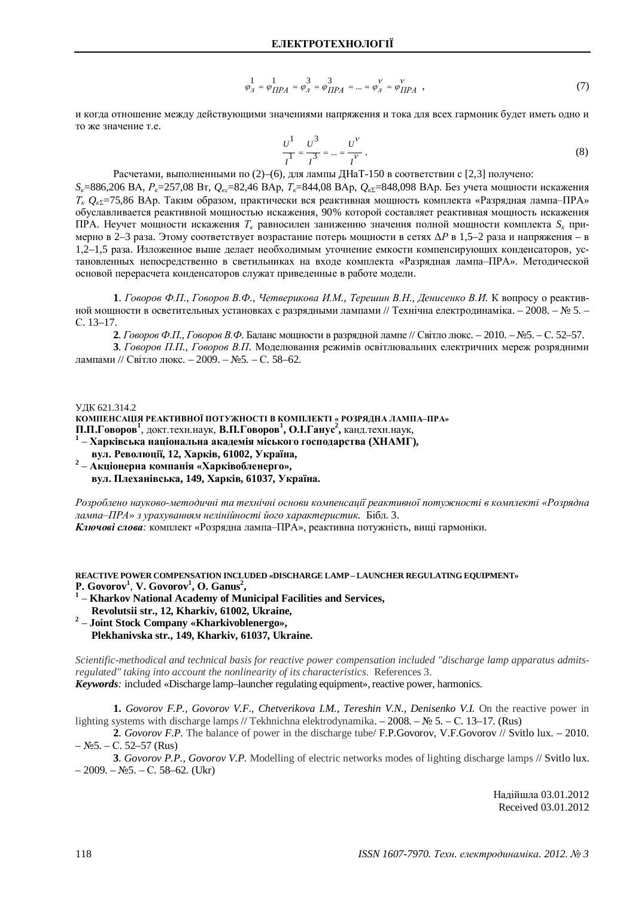$$\varphi_л^1 = \varphi_{ПРА}^1 = \varphi_л^3 = \varphi_{ПРА}^3 = ... = \varphi_л^\nu = \varphi_{ПРА}^\nu , \tag{7}$$

и когда отношение между действующими значениями напряжения и тока для всех гармоник будет иметь одно и то же значение т.е.

$$\frac{U^1}{I^1} = \frac{U^3}{I^3} = ... = \frac{U^\nu}{I^\nu} . \tag{8}$$

Расчетами, выполненными по (2)–(6), для лампы ДНаТ-150 в соответствии с [2,3] получено: $S_к$=886,206 ВА, $P_к$=257,08 Вт, $Q_{кс}$=82,46 ВАр, $T_к$=844,08 ВАр, $Q_{к\Sigma}$=848,098 ВАр. Без учета мощности искажения $T_к$ $Q_{к\Sigma}$=75,86 ВАр. Таким образом, практически вся реактивная мощность комплекта «Разрядная лампа–ПРА» обуславливается реактивной мощностью искажения, 90% которой составляет реактивная мощность искажения ПРА. Неучет мощности искажения $T_к$ равносилен занижению значения полной мощности комплекта $S_к$ примерно в 2–3 раза. Этому соответствует возрастание потерь мощности в сетях $\Delta P$ в 1,5–2 раза и напряжения – в 1,2–1,5 раза. Изложенное выше делает необходимым уточнение емкости компенсирующих конденсаторов, установленных непосредственно в светильниках на входе комплекта «Разрядная лампа–ПРА». Методической основой перерасчета конденсаторов служат приведенные в работе модели.

**1**. *Говоров Ф.П., Говоров В.Ф., Четверикова И.М., Терешин В.Н., Денисенко В.И.* К вопросу о реактивной мощности в осветительных установках с разрядными лампами // Технічна електродинаміка. – 2008. – № 5. – С. 13–17.

**2**. *Говоров Ф.П., Говоров В.Ф.* Баланс мощности в разрядной лампе // Світло люкс. – 2010. – №5. – С. 52–57.

**3**. *Говоров П.П., Говоров В.П.* Моделювання режимів освітлювальних електричних мереж розрядними лампами // Світло люкс. – 2009. – №5. – С. 58–62.

УДК 621.314.2

**КОМПЕНСАЦІЯ РЕАКТИВНОЇ ПОТУЖНОСТІ В КОМПЛЕКТІ « РОЗРЯДНА ЛАМПА–ПРА»**

**П.П.Говоров**[1], докт.техн.наук, **В.П.Говоров**[1], **О.І.Ганус**[2], канд.техн.наук,

[1] – **Харківська національна академія міського господарства (ХНАМГ), вул. Революції, 12, Харків, 61002, Україна,**

[2] – **Акціонерна компанія «Харківобленерго», вул. Плеханівська, 149, Харків, 61037, Україна.**

*Розроблено науково-методичні та технічні основи компенсації реактивної потужності в комплекті «Розрядна лампа–ПРА» з урахуванням нелінійності його характеристик.* Бібл. 3.

***Ключові слова:*** комплект «Розрядна лампа–ПРА», реактивна потужність, вищі гармоніки.

**REACTIVE POWER COMPENSATION INCLUDED «DISCHARGE LAMP – LAUNCHER REGULATING EQUIPMENT»**

**P. Govorov**[1], **V. Govorov**[1], **O. Ganus**[2],

[1] – **Kharkov National Academy of Municipal Facilities and Services, Revolutsii str., 12, Kharkiv, 61002, Ukraine,**

[2] – **Joint Stock Company «Kharkivoblenergo», Plekhanivska str., 149, Kharkiv, 61037, Ukraine.**

*Scientific-methodical and technical basis for reactive power compensation included "discharge lamp apparatus admits-regulated" taking into account the nonlinearity of its characteristics.* References 3.

***Keywords:*** included «Discharge lamp–launcher regulating equipment», reactive power, harmonics.

**1.** *Govorov F.P., Govorov V.F., Chetverikova I.M., Tereshin V.N., Denisenko V.I.* On the reactive power in lighting systems with discharge lamps // Tekhnichna elektrodynamika. – 2008. – № 5. – C. 13–17. (Rus)

**2**. *Govorov F.P.* The balance of power in the discharge tube/ F.P.Govorov, V.F.Govorov // Svitlo lux. – 2010. – №5. – C. 52–57 (Rus)

**3**. *Govorov P.P., Govorov V.P.* Modelling of electric networks modes of lighting discharge lamps // Svitlo lux. – 2009. – №5. – C. 58–62. (Ukr)

Надійшла 03.01.2012
Received 03.01.2012